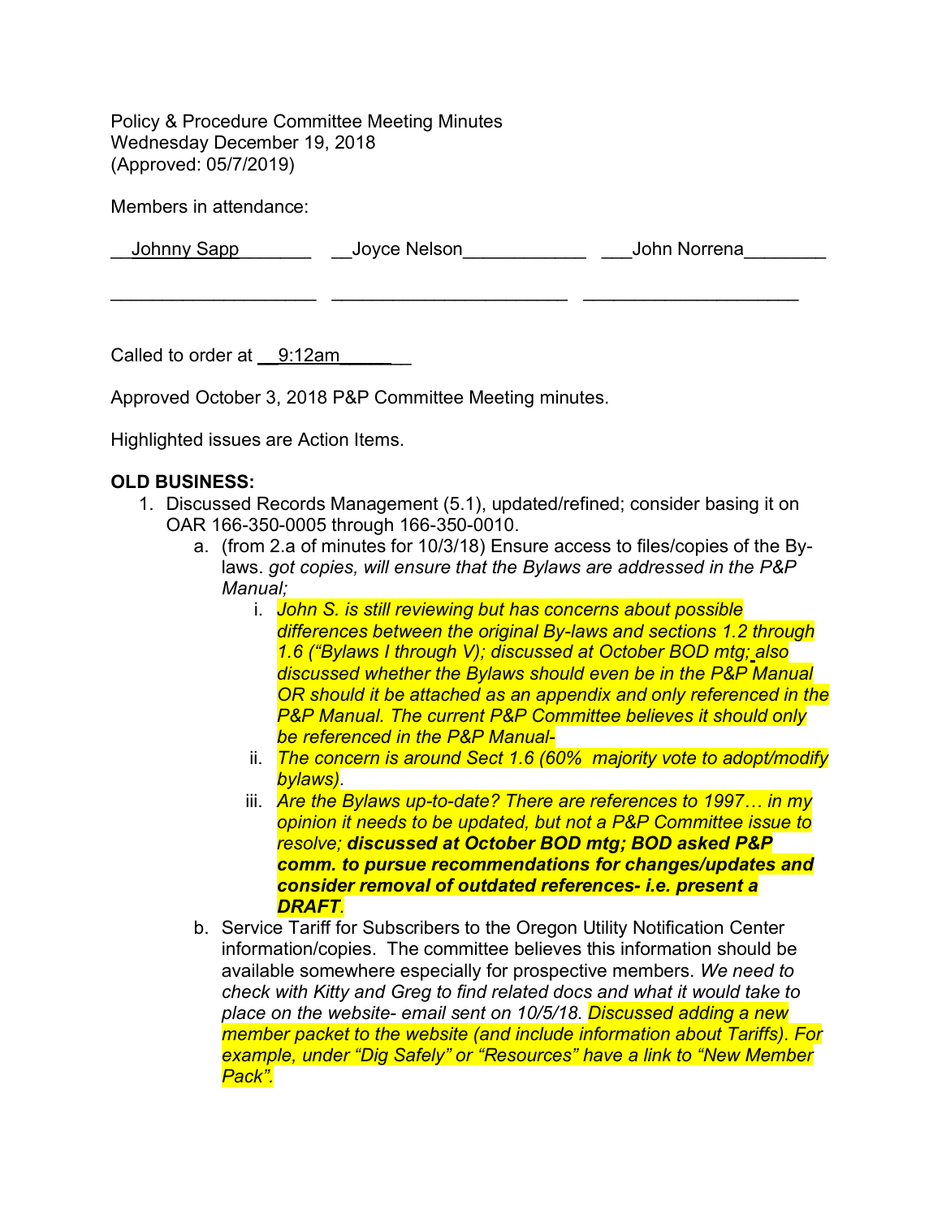Policy & Procedure Committee Meeting Minutes
Wednesday December 19, 2018
(Approved: 05/7/2019)

Members in attendance:

| Johnny Sapp | Joyce Nelson | John Norrena |
|---|---|---|
| | | |

Called to order at 9:12am

Approved October 3, 2018 P&P Committee Meeting minutes.

Highlighted issues are Action Items.

**OLD BUSINESS:**

1. Discussed Records Management (5.1), updated/refined; consider basing it on OAR 166-350-0005 through 166-350-0010.
   a. (from 2.a of minutes for 10/3/18) Ensure access to files/copies of the By-laws. *got copies, will ensure that the Bylaws are addressed in the P&P Manual;*
      i. *John S. is still reviewing but has concerns about possible differences between the original By-laws and sections 1.2 through 1.6 ("Bylaws I through V); discussed at October BOD mtg; also discussed whether the Bylaws should even be in the P&P Manual OR should it be attached as an appendix and only referenced in the P&P Manual. The current P&P Committee believes it should only be referenced in the P&P Manual-*
      ii. *The concern is around Sect 1.6 (60% majority vote to adopt/modify bylaws).*
      iii. *Are the Bylaws up-to-date? There are references to 1997… in my opinion it needs to be updated, but not a P&P Committee issue to resolve;* ***discussed at October BOD mtg; BOD asked P&P comm. to pursue recommendations for changes/updates and consider removal of outdated references- i.e. present a DRAFT****.*
   b. Service Tariff for Subscribers to the Oregon Utility Notification Center information/copies. The committee believes this information should be available somewhere especially for prospective members. *We need to check with Kitty and Greg to find related docs and what it would take to place on the website- email sent on 10/5/18. Discussed adding a new member packet to the website (and include information about Tariffs). For example, under "Dig Safely" or "Resources" have a link to "New Member Pack".*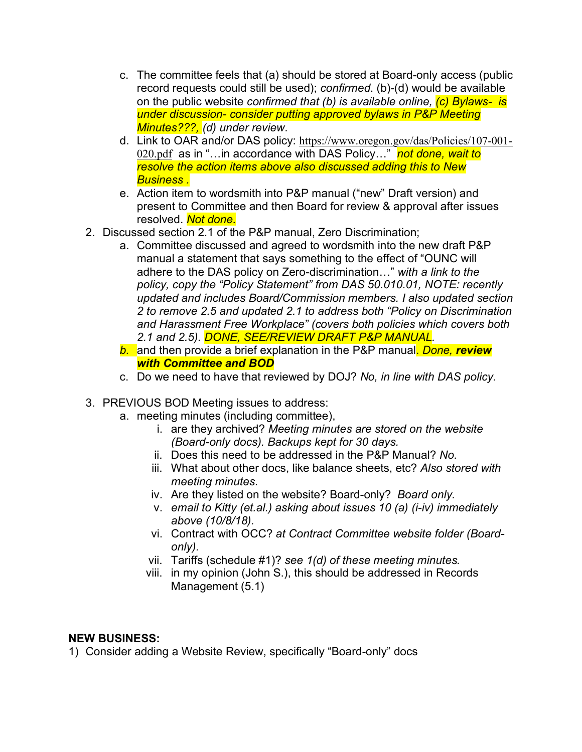c. The committee feels that (a) should be stored at Board-only access (public record requests could still be used); *confirmed.* (b)-(d) would be available on the public website *confirmed that (b) is available online, (c) Bylaws- is under discussion- consider putting approved bylaws in P&P Meeting Minutes???, (d) under review*.

d. Link to OAR and/or DAS policy: https://www.oregon.gov/das/Policies/107-001-020.pdf as in "…in accordance with DAS Policy…" *not done, wait to resolve the action items above also discussed adding this to New Business .*

e. Action item to wordsmith into P&P manual ("new" Draft version) and present to Committee and then Board for review & approval after issues resolved. *Not done.*

2. Discussed section 2.1 of the P&P manual, Zero Discrimination;
   a. Committee discussed and agreed to wordsmith into the new draft P&P manual a statement that says something to the effect of "OUNC will adhere to the DAS policy on Zero-discrimination…" *with a link to the policy, copy the "Policy Statement" from DAS 50.010.01, NOTE: recently updated and includes Board/Commission members. I also updated section 2 to remove 2.5 and updated 2.1 to address both "Policy on Discrimination and Harassment Free Workplace" (covers both policies which covers both 2.1 and 2.5). DONE, SEE/REVIEW DRAFT P&P MANUAL.*
   b. and then provide a brief explanation in the P&P manual. *Done,* ***review with Committee and BOD***
   c. Do we need to have that reviewed by DOJ? *No, in line with DAS policy.*

3. PREVIOUS BOD Meeting issues to address:
   a. meeting minutes (including committee),
      i. are they archived? *Meeting minutes are stored on the website (Board-only docs). Backups kept for 30 days.*
      ii. Does this need to be addressed in the P&P Manual? *No.*
      iii. What about other docs, like balance sheets, etc? *Also stored with meeting minutes.*
      iv. Are they listed on the website? Board-only? *Board only.*
      v. *email to Kitty (et.al.) asking about issues 10 (a) (i-iv) immediately above (10/8/18).*
      vi. Contract with OCC? *at Contract Committee website folder (Board-only).*
      vii. Tariffs (schedule #1)? *see 1(d) of these meeting minutes.*
      viii. in my opinion (John S.), this should be addressed in Records Management (5.1)

**NEW BUSINESS:**

1) Consider adding a Website Review, specifically "Board-only" docs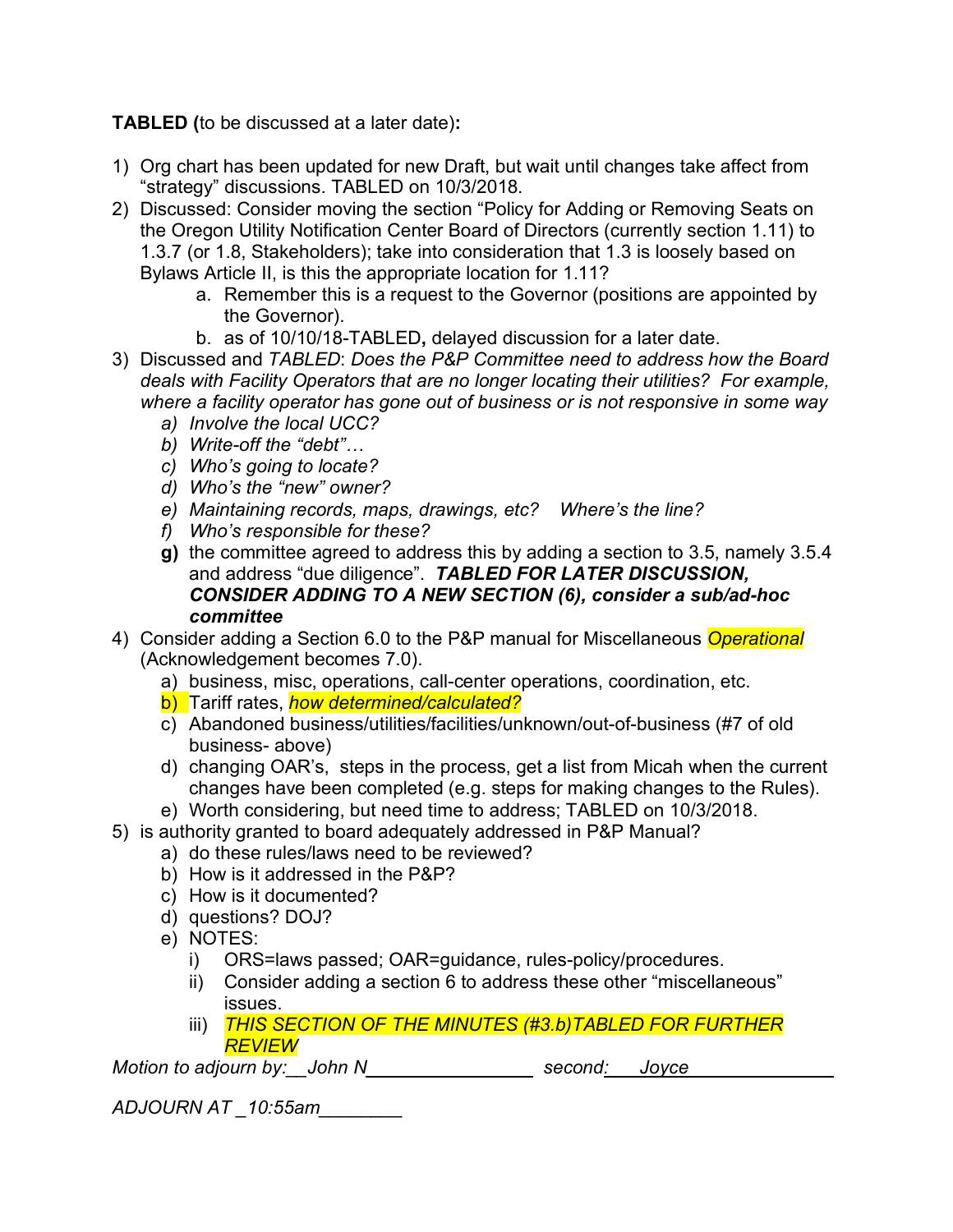**TABLED (**to be discussed at a later date)**:**

1) Org chart has been updated for new Draft, but wait until changes take affect from "strategy" discussions. TABLED on 10/3/2018.
2) Discussed: Consider moving the section "Policy for Adding or Removing Seats on the Oregon Utility Notification Center Board of Directors (currently section 1.11) to 1.3.7 (or 1.8, Stakeholders); take into consideration that 1.3 is loosely based on Bylaws Article II, is this the appropriate location for 1.11?
   a. Remember this is a request to the Governor (positions are appointed by the Governor).
   b. as of 10/10/18-TABLED**,** delayed discussion for a later date.
3) Discussed and *TABLED*: *Does the P&P Committee need to address how the Board deals with Facility Operators that are no longer locating their utilities? For example, where a facility operator has gone out of business or is not responsive in some way*
   a) *Involve the local UCC?*
   b) *Write-off the "debt"…*
   c) *Who's going to locate?*
   d) *Who's the "new" owner?*
   e) *Maintaining records, maps, drawings, etc? Where's the line?*
   f) *Who's responsible for these?*
   **g)** the committee agreed to address this by adding a section to 3.5, namely 3.5.4 and address "due diligence". ***TABLED FOR LATER DISCUSSION, CONSIDER ADDING TO A NEW SECTION (6), consider a sub/ad-hoc committee***
4) Consider adding a Section 6.0 to the P&P manual for Miscellaneous *Operational* (Acknowledgement becomes 7.0).
   a) business, misc, operations, call-center operations, coordination, etc.
   b) Tariff rates, *how determined/calculated?*
   c) Abandoned business/utilities/facilities/unknown/out-of-business (#7 of old business- above)
   d) changing OAR's, steps in the process, get a list from Micah when the current changes have been completed (e.g. steps for making changes to the Rules).
   e) Worth considering, but need time to address; TABLED on 10/3/2018.
5) is authority granted to board adequately addressed in P&P Manual?
   a) do these rules/laws need to be reviewed?
   b) How is it addressed in the P&P?
   c) How is it documented?
   d) questions? DOJ?
   e) NOTES:
      i) ORS=laws passed; OAR=guidance, rules-policy/procedures.
      ii) Consider adding a section 6 to address these other "miscellaneous" issues.
      iii) *THIS SECTION OF THE MINUTES (#3.b)TABLED FOR FURTHER REVIEW*

*Motion to adjourn by:__John N________________ second:___Joyce_______________*

*ADJOURN AT _10:55am________*